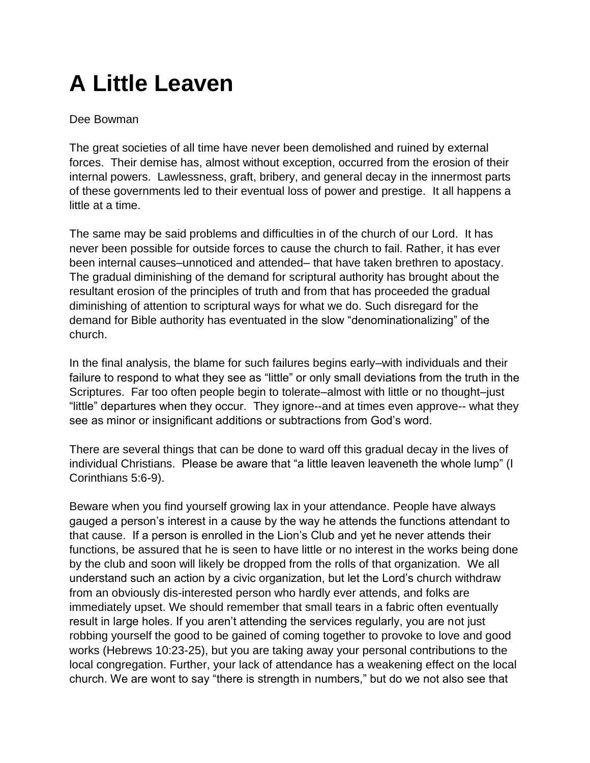# A Little Leaven

Dee Bowman

The great societies of all time have never been demolished and ruined by external forces. Their demise has, almost without exception, occurred from the erosion of their internal powers. Lawlessness, graft, bribery, and general decay in the innermost parts of these governments led to their eventual loss of power and prestige. It all happens a little at a time.

The same may be said problems and difficulties in of the church of our Lord. It has never been possible for outside forces to cause the church to fail. Rather, it has ever been internal causes–unnoticed and attended– that have taken brethren to apostacy. The gradual diminishing of the demand for scriptural authority has brought about the resultant erosion of the principles of truth and from that has proceeded the gradual diminishing of attention to scriptural ways for what we do. Such disregard for the demand for Bible authority has eventuated in the slow "denominationalizing" of the church.

In the final analysis, the blame for such failures begins early–with individuals and their failure to respond to what they see as "little" or only small deviations from the truth in the Scriptures. Far too often people begin to tolerate–almost with little or no thought–just "little" departures when they occur. They ignore--and at times even approve-- what they see as minor or insignificant additions or subtractions from God's word.

There are several things that can be done to ward off this gradual decay in the lives of individual Christians. Please be aware that "a little leaven leaveneth the whole lump" (I Corinthians 5:6-9).

Beware when you find yourself growing lax in your attendance. People have always gauged a person's interest in a cause by the way he attends the functions attendant to that cause. If a person is enrolled in the Lion's Club and yet he never attends their functions, be assured that he is seen to have little or no interest in the works being done by the club and soon will likely be dropped from the rolls of that organization. We all understand such an action by a civic organization, but let the Lord's church withdraw from an obviously dis-interested person who hardly ever attends, and folks are immediately upset. We should remember that small tears in a fabric often eventually result in large holes. If you aren't attending the services regularly, you are not just robbing yourself the good to be gained of coming together to provoke to love and good works (Hebrews 10:23-25), but you are taking away your personal contributions to the local congregation. Further, your lack of attendance has a weakening effect on the local church. We are wont to say "there is strength in numbers," but do we not also see that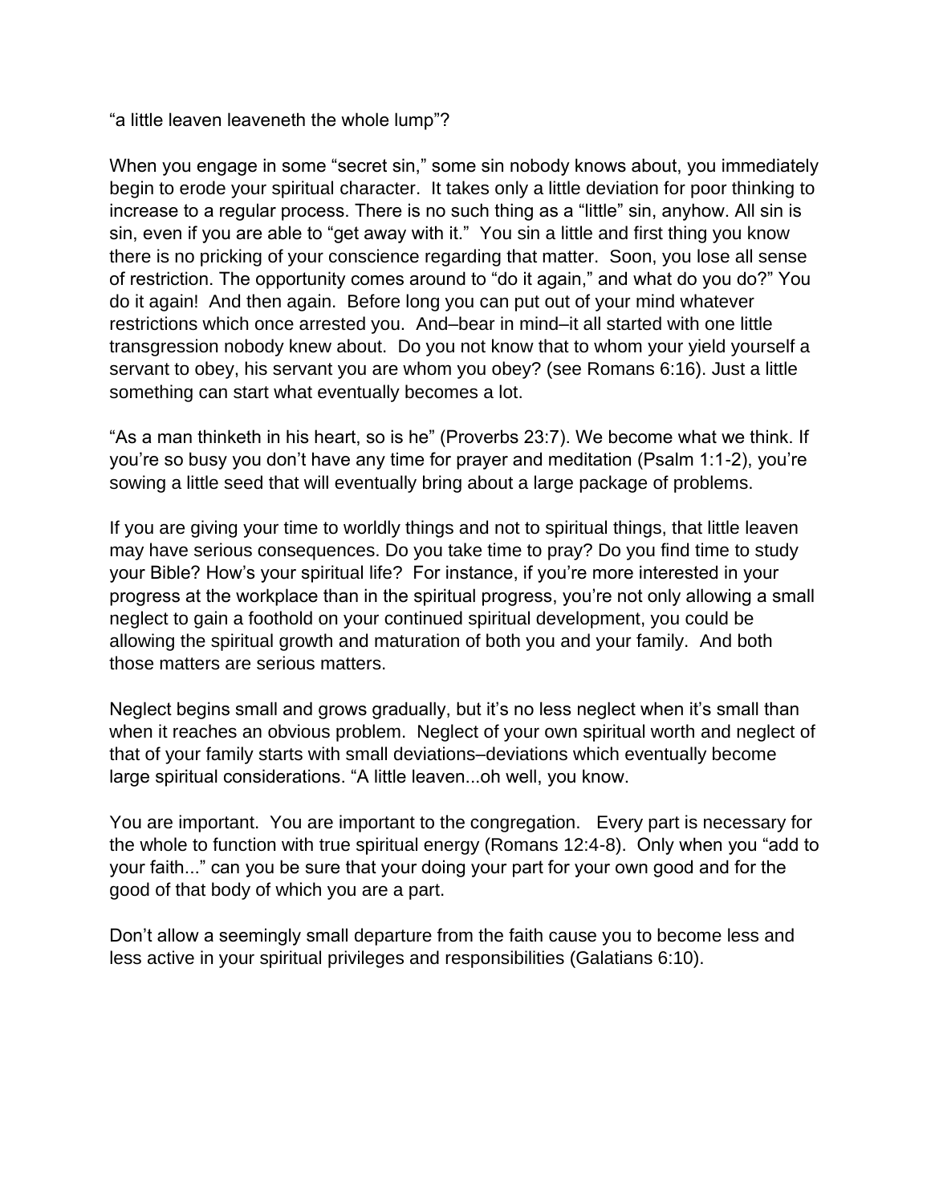“a little leaven leaveneth the whole lump”?

When you engage in some “secret sin,” some sin nobody knows about, you immediately begin to erode your spiritual character. It takes only a little deviation for poor thinking to increase to a regular process. There is no such thing as a “little” sin, anyhow. All sin is sin, even if you are able to “get away with it.” You sin a little and first thing you know there is no pricking of your conscience regarding that matter. Soon, you lose all sense of restriction. The opportunity comes around to “do it again,” and what do you do?” You do it again! And then again. Before long you can put out of your mind whatever restrictions which once arrested you. And–bear in mind–it all started with one little transgression nobody knew about. Do you not know that to whom your yield yourself a servant to obey, his servant you are whom you obey? (see Romans 6:16). Just a little something can start what eventually becomes a lot.

“As a man thinketh in his heart, so is he” (Proverbs 23:7). We become what we think. If you’re so busy you don’t have any time for prayer and meditation (Psalm 1:1-2), you’re sowing a little seed that will eventually bring about a large package of problems.

If you are giving your time to worldly things and not to spiritual things, that little leaven may have serious consequences. Do you take time to pray? Do you find time to study your Bible? How’s your spiritual life? For instance, if you’re more interested in your progress at the workplace than in the spiritual progress, you’re not only allowing a small neglect to gain a foothold on your continued spiritual development, you could be allowing the spiritual growth and maturation of both you and your family. And both those matters are serious matters.

Neglect begins small and grows gradually, but it’s no less neglect when it’s small than when it reaches an obvious problem. Neglect of your own spiritual worth and neglect of that of your family starts with small deviations–deviations which eventually become large spiritual considerations. “A little leaven...oh well, you know.

You are important. You are important to the congregation. Every part is necessary for the whole to function with true spiritual energy (Romans 12:4-8). Only when you “add to your faith...” can you be sure that your doing your part for your own good and for the good of that body of which you are a part.

Don’t allow a seemingly small departure from the faith cause you to become less and less active in your spiritual privileges and responsibilities (Galatians 6:10).